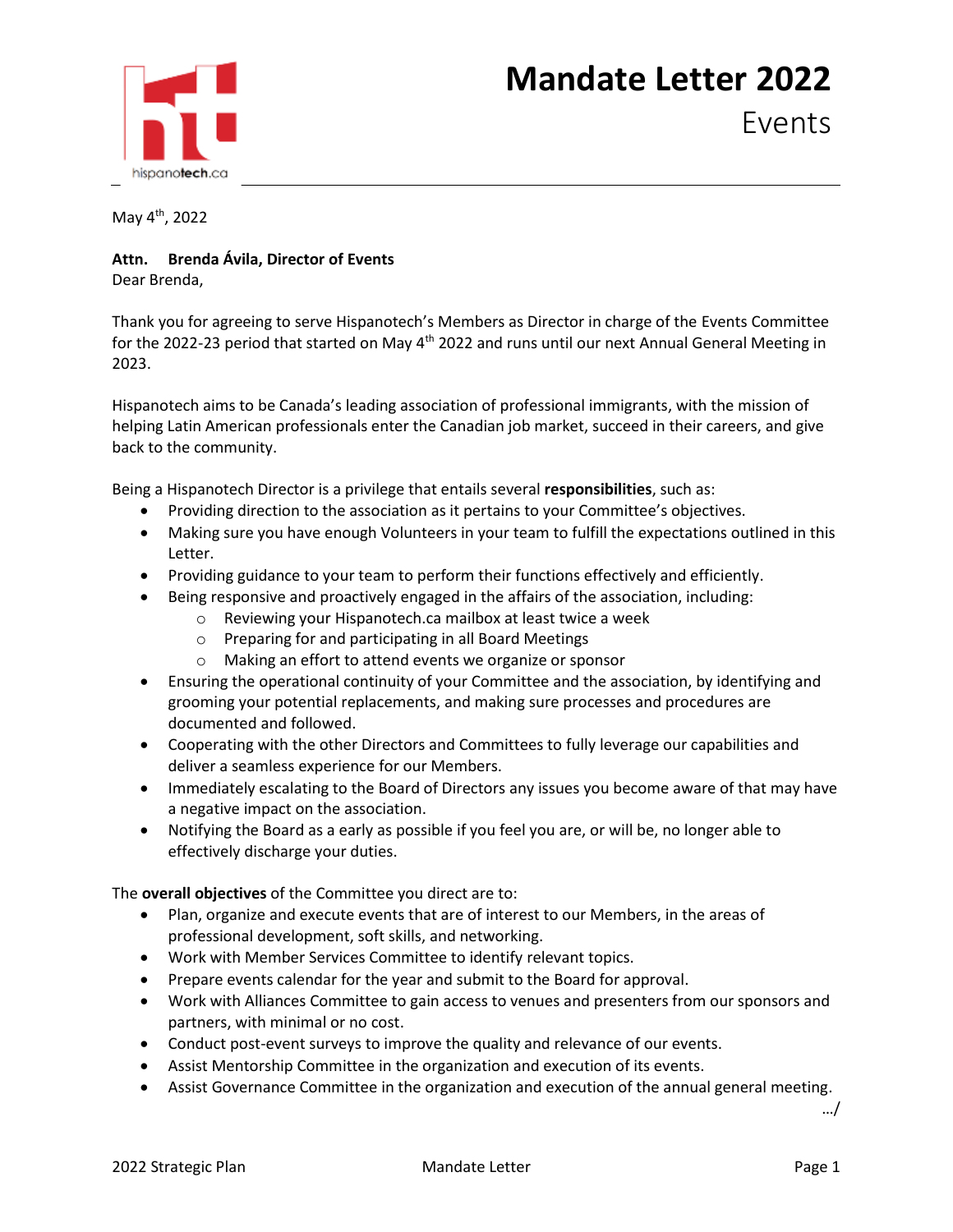# Mandate Letter 2022

## Events

May 4th, 2022

**Attn. Brenda Ávila, Director of Events**

Dear Brenda,

Thank you for agreeing to serve Hispanotech's Members as Director in charge of the Events Committee for the 2022-23 period that started on May 4th 2022 and runs until our next Annual General Meeting in 2023.

Hispanotech aims to be Canada's leading association of professional immigrants, with the mission of helping Latin American professionals enter the Canadian job market, succeed in their careers, and give back to the community.

Being a Hispanotech Director is a privilege that entails several **responsibilities**, such as:

- Providing direction to the association as it pertains to your Committee's objectives.
- Making sure you have enough Volunteers in your team to fulfill the expectations outlined in this Letter.
- Providing guidance to your team to perform their functions effectively and efficiently.
- Being responsive and proactively engaged in the affairs of the association, including:
  - Reviewing your Hispanotech.ca mailbox at least twice a week
  - Preparing for and participating in all Board Meetings
  - Making an effort to attend events we organize or sponsor
- Ensuring the operational continuity of your Committee and the association, by identifying and grooming your potential replacements, and making sure processes and procedures are documented and followed.
- Cooperating with the other Directors and Committees to fully leverage our capabilities and deliver a seamless experience for our Members.
- Immediately escalating to the Board of Directors any issues you become aware of that may have a negative impact on the association.
- Notifying the Board as a early as possible if you feel you are, or will be, no longer able to effectively discharge your duties.

The **overall objectives** of the Committee you direct are to:

- Plan, organize and execute events that are of interest to our Members, in the areas of professional development, soft skills, and networking.
- Work with Member Services Committee to identify relevant topics.
- Prepare events calendar for the year and submit to the Board for approval.
- Work with Alliances Committee to gain access to venues and presenters from our sponsors and partners, with minimal or no cost.
- Conduct post-event surveys to improve the quality and relevance of our events.
- Assist Mentorship Committee in the organization and execution of its events.
- Assist Governance Committee in the organization and execution of the annual general meeting.

.../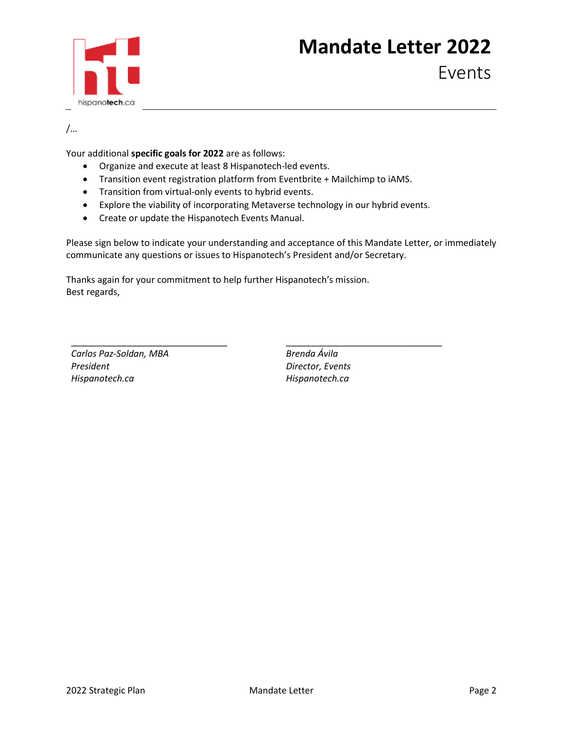# Mandate Letter 2022

## Events

/…

Your additional **specific goals for 2022** are as follows:

- Organize and execute at least 8 Hispanotech-led events.
- Transition event registration platform from Eventbrite + Mailchimp to iAMS.
- Transition from virtual-only events to hybrid events.
- Explore the viability of incorporating Metaverse technology in our hybrid events.
- Create or update the Hispanotech Events Manual.

Please sign below to indicate your understanding and acceptance of this Mandate Letter, or immediately communicate any questions or issues to Hispanotech's President and/or Secretary.

Thanks again for your commitment to help further Hispanotech's mission.
Best regards,

________________________________

*Carlos Paz-Soldan, MBA*
*President*
*Hispanotech.ca*

________________________________

*Brenda Ávila*
*Director, Events*
*Hispanotech.ca*